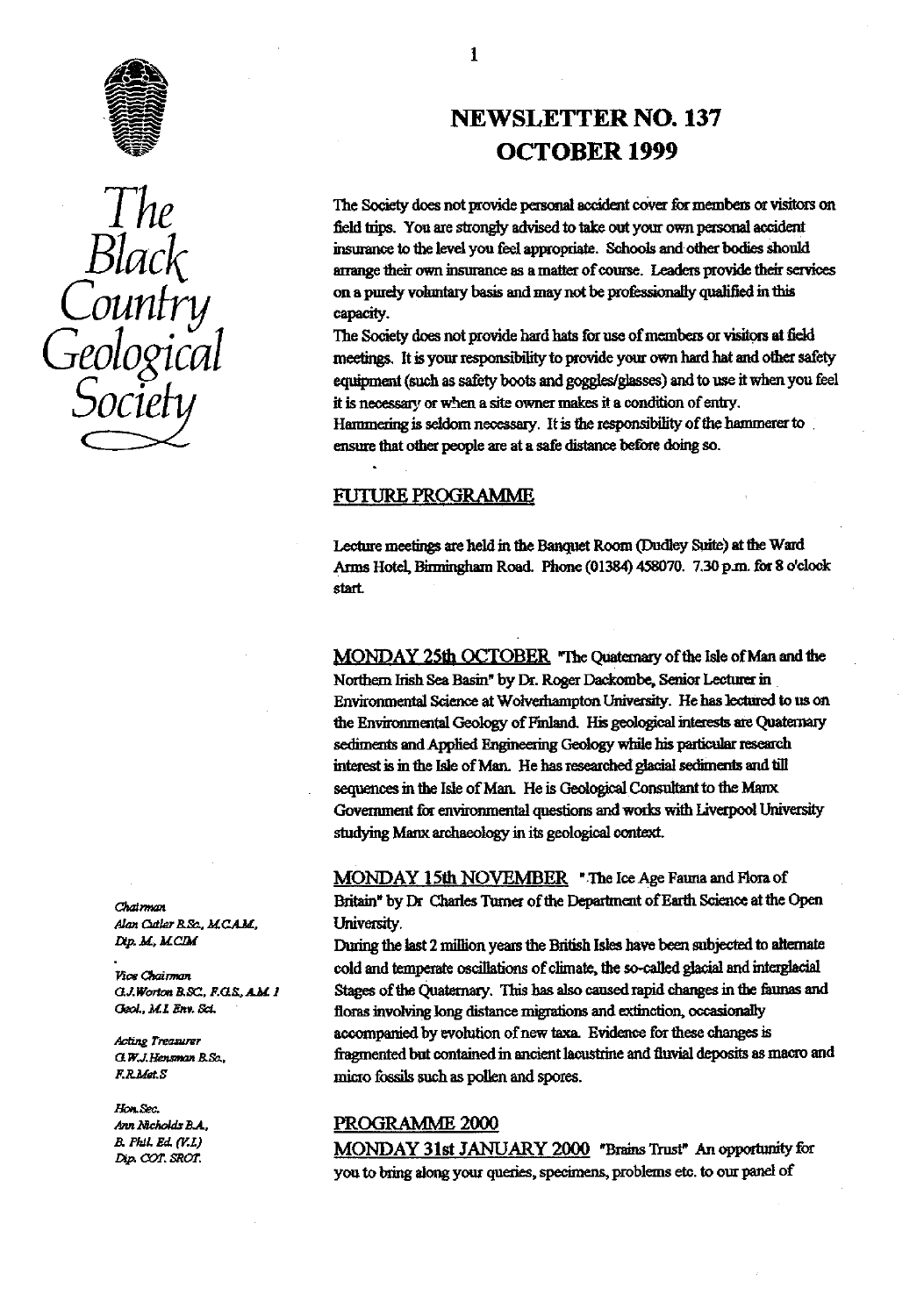The Black Country Geological Society

# NEWSLETTER NO. 137
# OCTOBER 1999

The Society does not provide personal accident cover for members or visitors on field trips. You are strongly advised to take out your own personal accident insurance to the level you feel appropriate. Schools and other bodies should arrange their own insurance as a matter of course. Leaders provide their services on a purely voluntary basis and may not be professionally qualified in this capacity.

The Society does not provide hard hats for use of members or visitors at field meetings. It is your responsibility to provide your own hard hat and other safety equipment (such as safety boots and goggles/glasses) and to use it when you feel it is necessary or when a site owner makes it a condition of entry.

Hammering is seldom necessary. It is the responsibility of the hammerer to ensure that other people are at a safe distance before doing so.

## FUTURE PROGRAMME

Lecture meetings are held in the Banquet Room (Dudley Suite) at the Ward Arms Hotel, Birmingham Road. Phone (01384) 458070. 7.30 p.m. for 8 o'clock start.

**MONDAY 25th OCTOBER** "The Quaternary of the Isle of Man and the Northern Irish Sea Basin" by Dr. Roger Dackombe, Senior Lecturer in Environmental Science at Wolverhampton University. He has lectured to us on the Environmental Geology of Finland. His geological interests are Quaternary sediments and Applied Engineering Geology while his particular research interest is in the Isle of Man. He has researched glacial sediments and till sequences in the Isle of Man. He is Geological Consultant to the Manx Government for environmental questions and works with Liverpool University studying Manx archaeology in its geological context.

**MONDAY 15th NOVEMBER** "The Ice Age Fauna and Flora of Britain" by Dr Charles Turner of the Department of Earth Science at the Open University.

During the last 2 million years the British Isles have been subjected to alternate cold and temperate oscillations of climate, the so-called glacial and interglacial Stages of the Quaternary. This has also caused rapid changes in the faunas and floras involving long distance migrations and extinction, occasionally accompanied by evolution of new taxa. Evidence for these changes is fragmented but contained in ancient lacustrine and fluvial deposits as macro and micro fossils such as pollen and spores.

## PROGRAMME 2000

**MONDAY 31st JANUARY 2000** "Brains Trust" An opportunity for you to bring along your queries, specimens, problems etc. to our panel of

*Chairman*
Alan Cutler B.Sc., M.C.A.M., Dip. M., M.CIM

*Vice Chairman*
G.J.Worton B.SC., F.G.S., A.M. I Geol., M.I. Env. Sci.

*Acting Treasurer*
G.W.J.Hensman B.Sc., F.R.Met.S

*Hon.Sec.*
Ann Nicholds B.A., B. Phil. Ed. (V.I.) Dip. COT. SROT.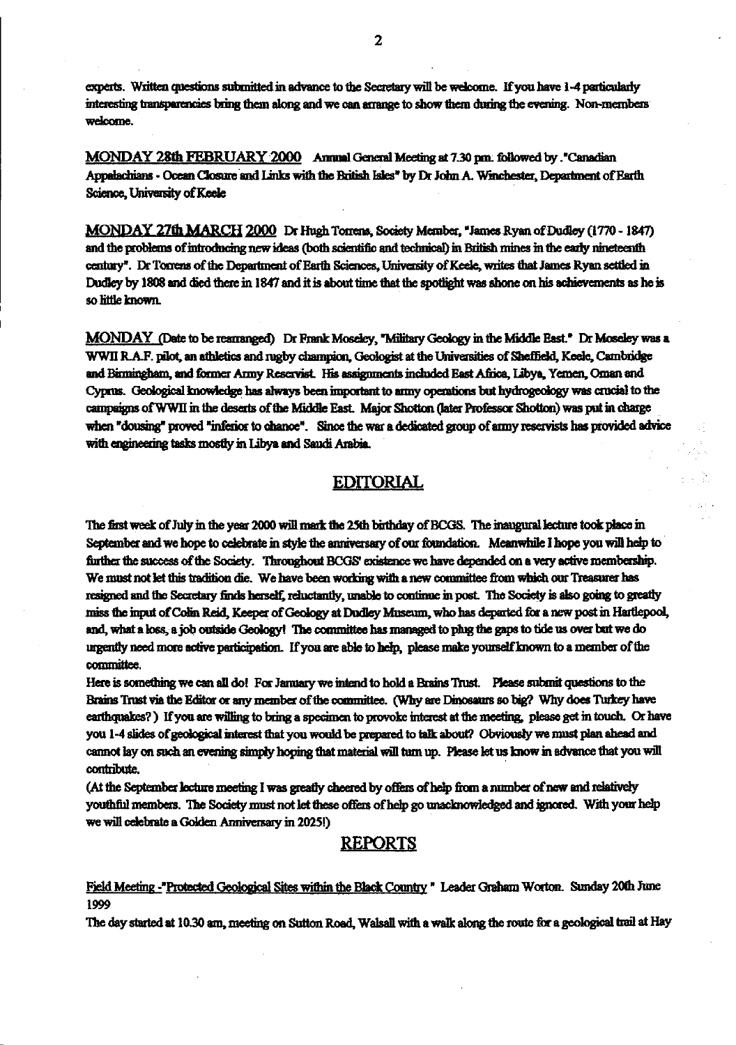experts. Written questions submitted in advance to the Secretary will be welcome. If you have 1-4 particularly interesting transparencies bring them along and we can arrange to show them during the evening. Non-members welcome.

**MONDAY 28th FEBRUARY 2000** Annual General Meeting at 7.30 pm. followed by ."Canadian Appalachians - Ocean Closure and Links with the British Isles" by Dr John A. Winchester, Department of Earth Science, University of Keele

**MONDAY 27th MARCH 2000** Dr Hugh Torrens, Society Member, "James Ryan of Dudley (1770 - 1847) and the problems of introducing new ideas (both scientific and technical) in British mines in the early nineteenth century". Dr Torrens of the Department of Earth Sciences, University of Keele, writes that James Ryan settled in Dudley by 1808 and died there in 1847 and it is about time that the spotlight was shone on his achievements as he is so little known.

**MONDAY** (Date to be rearranged) Dr Frank Moseley, "Military Geology in the Middle East." Dr Moseley was a WWII R.A.F. pilot, an athletics and rugby champion, Geologist at the Universities of Sheffield, Keele, Cambridge and Birmingham, and former Army Reservist. His assignments included East Africa, Libya, Yemen, Oman and Cyprus. Geological knowledge has always been important to army operations but hydrogeology was crucial to the campaigns of WWII in the deserts of the Middle East. Major Shotton (later Professor Shotton) was put in charge when "dousing" proved "inferior to chance". Since the war a dedicated group of army reservists has provided advice with engineering tasks mostly in Libya and Saudi Arabia.

## EDITORIAL

The first week of July in the year 2000 will mark the 25th birthday of BCGS. The inaugural lecture took place in September and we hope to celebrate in style the anniversary of our foundation. Meanwhile I hope you will help to further the success of the Society. Throughout BCGS' existence we have depended on a very active membership. We must not let this tradition die. We have been working with a new committee from which our Treasurer has resigned and the Secretary finds herself, reluctantly, unable to continue in post. The Society is also going to greatly miss the input of Colin Reid, Keeper of Geology at Dudley Museum, who has departed for a new post in Hartlepool, and, what a loss, a job outside Geology! The committee has managed to plug the gaps to tide us over but we do urgently need more active participation. If you are able to help, please make yourself known to a member of the committee.

Here is something we can all do! For January we intend to hold a Brains Trust. Please submit questions to the Brains Trust via the Editor or any member of the committee. (Why are Dinosaurs so big? Why does Turkey have earthquakes? ) If you are willing to bring a specimen to provoke interest at the meeting, please get in touch. Or have you 1-4 slides of geological interest that you would be prepared to talk about? Obviously we must plan ahead and cannot lay on such an evening simply hoping that material will turn up. Please let us know in advance that you will contribute.

(At the September lecture meeting I was greatly cheered by offers of help from a number of new and relatively youthful members. The Society must not let these offers of help go unacknowledged and ignored. With your help we will celebrate a Golden Anniversary in 2025!)

## REPORTS

Field Meeting -"Protected Geological Sites within the Black Country " Leader Graham Worton. Sunday 20th June 1999

The day started at 10.30 am, meeting on Sutton Road, Walsall with a walk along the route for a geological trail at Hay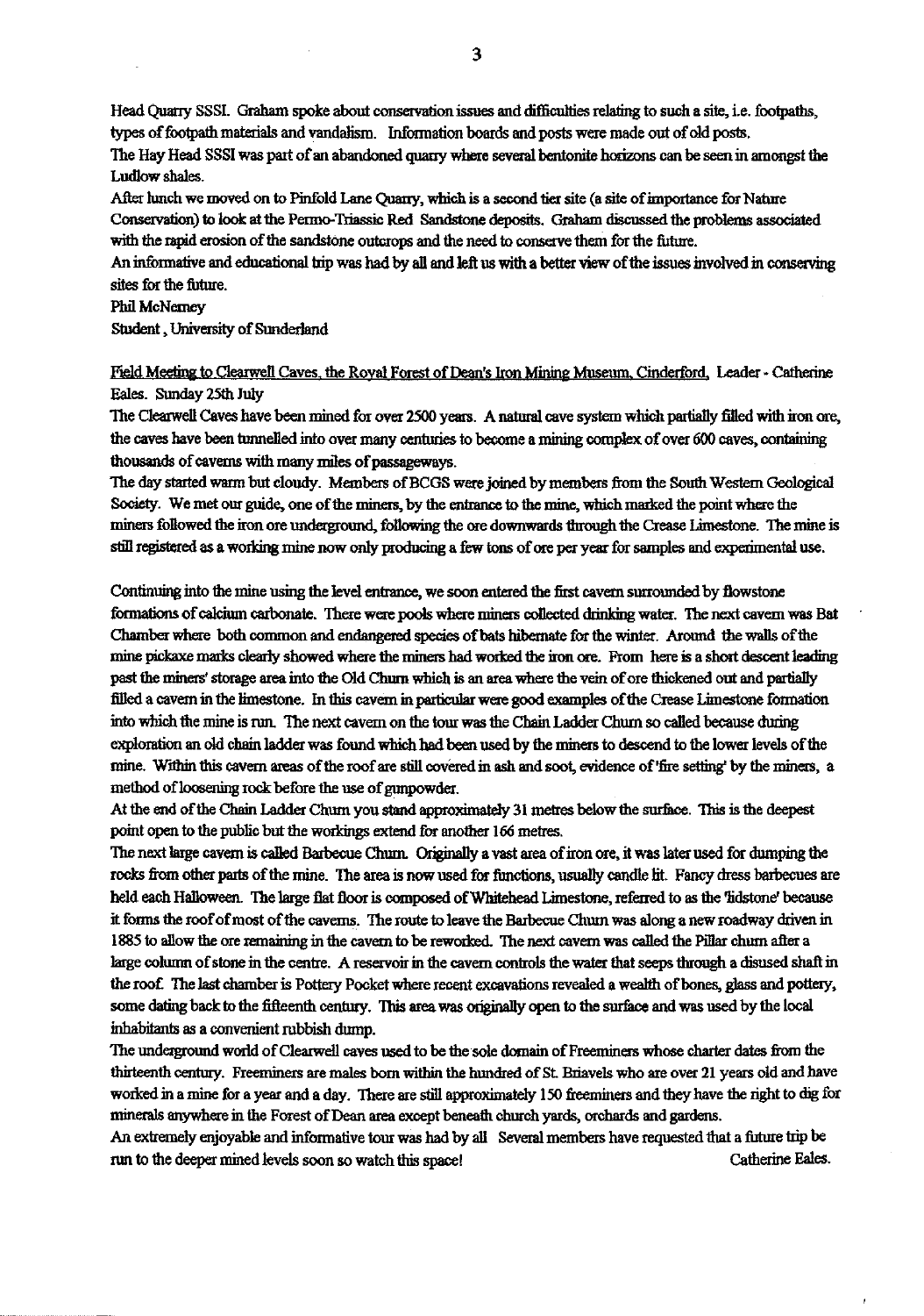Head Quarry SSSI. Graham spoke about conservation issues and difficulties relating to such a site, i.e. footpaths, types of footpath materials and vandalism. Information boards and posts were made out of old posts.

The Hay Head SSSI was part of an abandoned quarry where several bentonite horizons can be seen in amongst the Ludlow shales.

After lunch we moved on to Pinfold Lane Quarry, which is a second tier site (a site of importance for Nature Conservation) to look at the Permo-Triassic Red Sandstone deposits. Graham discussed the problems associated with the rapid erosion of the sandstone outcrops and the need to conserve them for the future.

An informative and educational trip was had by all and left us with a better view of the issues involved in conserving sites for the future.

Phil McNerney

Student, University of Sunderland

<u>Field Meeting to Clearwell Caves, the Royal Forest of Dean's Iron Mining Museum, Cinderford.</u> Leader - Catherine Eales. Sunday 25th July

The Clearwell Caves have been mined for over 2500 years. A natural cave system which partially filled with iron ore, the caves have been tunnelled into over many centuries to become a mining complex of over 600 caves, containing thousands of caverns with many miles of passageways.

The day started warm but cloudy. Members of BCGS were joined by members from the South Western Geological Society. We met our guide, one of the miners, by the entrance to the mine, which marked the point where the miners followed the iron ore underground, following the ore downwards through the Crease Limestone. The mine is still registered as a working mine now only producing a few tons of ore per year for samples and experimental use.

Continuing into the mine using the level entrance, we soon entered the first cavern surrounded by flowstone formations of calcium carbonate. There were pools where miners collected drinking water. The next cavern was Bat Chamber where both common and endangered species of bats hibernate for the winter. Around the walls of the mine pickaxe marks clearly showed where the miners had worked the iron ore. From here is a short descent leading past the miners' storage area into the Old Churn which is an area where the vein of ore thickened out and partially filled a cavern in the limestone. In this cavern in particular were good examples of the Crease Limestone formation into which the mine is run. The next cavern on the tour was the Chain Ladder Churn so called because during exploration an old chain ladder was found which had been used by the miners to descend to the lower levels of the mine. Within this cavern areas of the roof are still covered in ash and soot, evidence of 'fire setting' by the miners, a method of loosening rock before the use of gunpowder.

At the end of the Chain Ladder Churn you stand approximately 31 metres below the surface. This is the deepest point open to the public but the workings extend for another 166 metres.

The next large cavern is called Barbecue Churn. Originally a vast area of iron ore, it was later used for dumping the rocks from other parts of the mine. The area is now used for functions, usually candle lit. Fancy dress barbecues are held each Halloween. The large flat floor is composed of Whitehead Limestone, referred to as the 'lidstone' because it forms the roof of most of the caverns. The route to leave the Barbecue Churn was along a new roadway driven in 1885 to allow the ore remaining in the cavern to be reworked. The next cavern was called the Pillar churn after a large column of stone in the centre. A reservoir in the cavern controls the water that seeps through a disused shaft in the roof. The last chamber is Pottery Pocket where recent excavations revealed a wealth of bones, glass and pottery, some dating back to the fifteenth century. This area was originally open to the surface and was used by the local inhabitants as a convenient rubbish dump.

The underground world of Clearwell caves used to be the sole domain of Freeminers whose charter dates from the thirteenth century. Freeminers are males born within the hundred of St. Briavels who are over 21 years old and have worked in a mine for a year and a day. There are still approximately 150 freeminers and they have the right to dig for minerals anywhere in the Forest of Dean area except beneath church yards, orchards and gardens.

An extremely enjoyable and informative tour was had by all Several members have requested that a future trip be run to the deeper mined levels soon so watch this space!

Catherine Eales.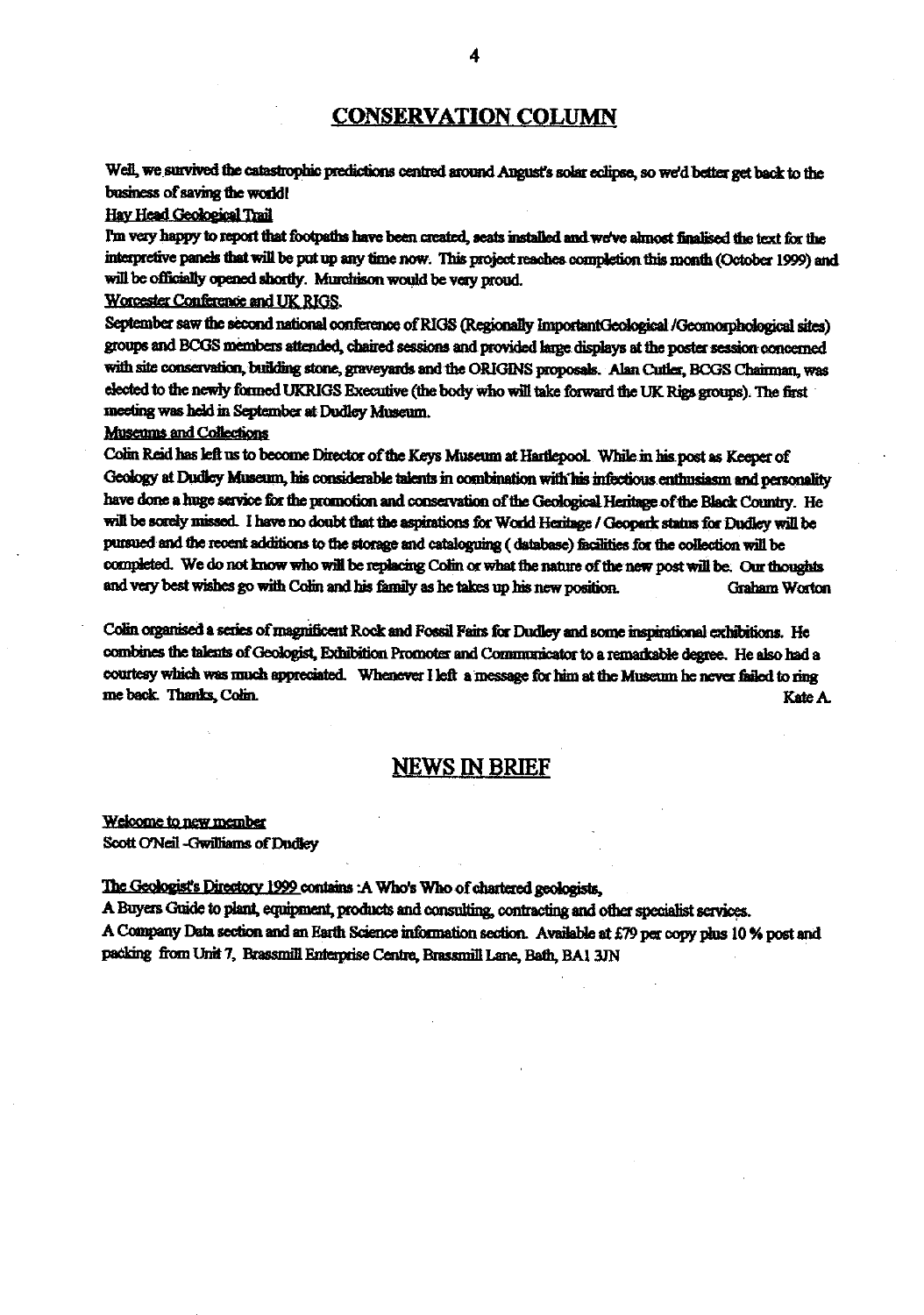## CONSERVATION COLUMN

Well, we survived the catastrophic predictions centred around August's solar eclipse, so we'd better get back to the business of saving the world!

Hay Head Geological Trail

I'm very happy to report that footpaths have been created, seats installed and we've almost finalised the text for the interpretive panels that will be put up any time now. This project reaches completion this month (October 1999) and will be officially opened shortly. Murchison would be very proud.

Worcester Conference and UK RIGS.

September saw the second national conference of RIGS (Regionally ImportantGeological /Geomorphological sites) groups and BCGS members attended, chaired sessions and provided large displays at the poster session concerned with site conservation, building stone, graveyards and the ORIGINS proposals. Alan Cutler, BCGS Chairman, was elected to the newly formed UKRIGS Executive (the body who will take forward the UK Rigs groups). The first meeting was held in September at Dudley Museum.

Museums and Collections

Colin Reid has left us to become Director of the Keys Museum at Hartlepool. While in his post as Keeper of Geology at Dudley Museum, his considerable talents in combination with his infectious enthusiasm and personality have done a huge service for the promotion and conservation of the Geological Heritage of the Black Country. He will be sorely missed. I have no doubt that the aspirations for World Heritage / Geopark status for Dudley will be pursued and the recent additions to the storage and cataloguing ( database) facilities for the collection will be completed. We do not know who will be replacing Colin or what the nature of the new post will be. Our thoughts and very best wishes go with Colin and his family as he takes up his new position. Graham Worton

Colin organised a series of magnificent Rock and Fossil Fairs for Dudley and some inspirational exhibitions. He combines the talents of Geologist, Exhibition Promoter and Communicator to a remarkable degree. He also had a courtesy which was much appreciated. Whenever I left a message for him at the Museum he never failed to ring me back. Thanks, Colin. Kate A.

## NEWS IN BRIEF

Welcome to new member

Scott O'Neil -Gwilliams of Dudley

The Geologist's Directory 1999 contains :A Who's Who of chartered geologists,

A Buyers Guide to plant, equipment, products and consulting, contracting and other specialist services.

A Company Data section and an Earth Science information section. Available at £79 per copy plus 10 % post and packing from Unit 7, Brassmill Enterprise Centre, Brassmill Lane, Bath, BA1 3JN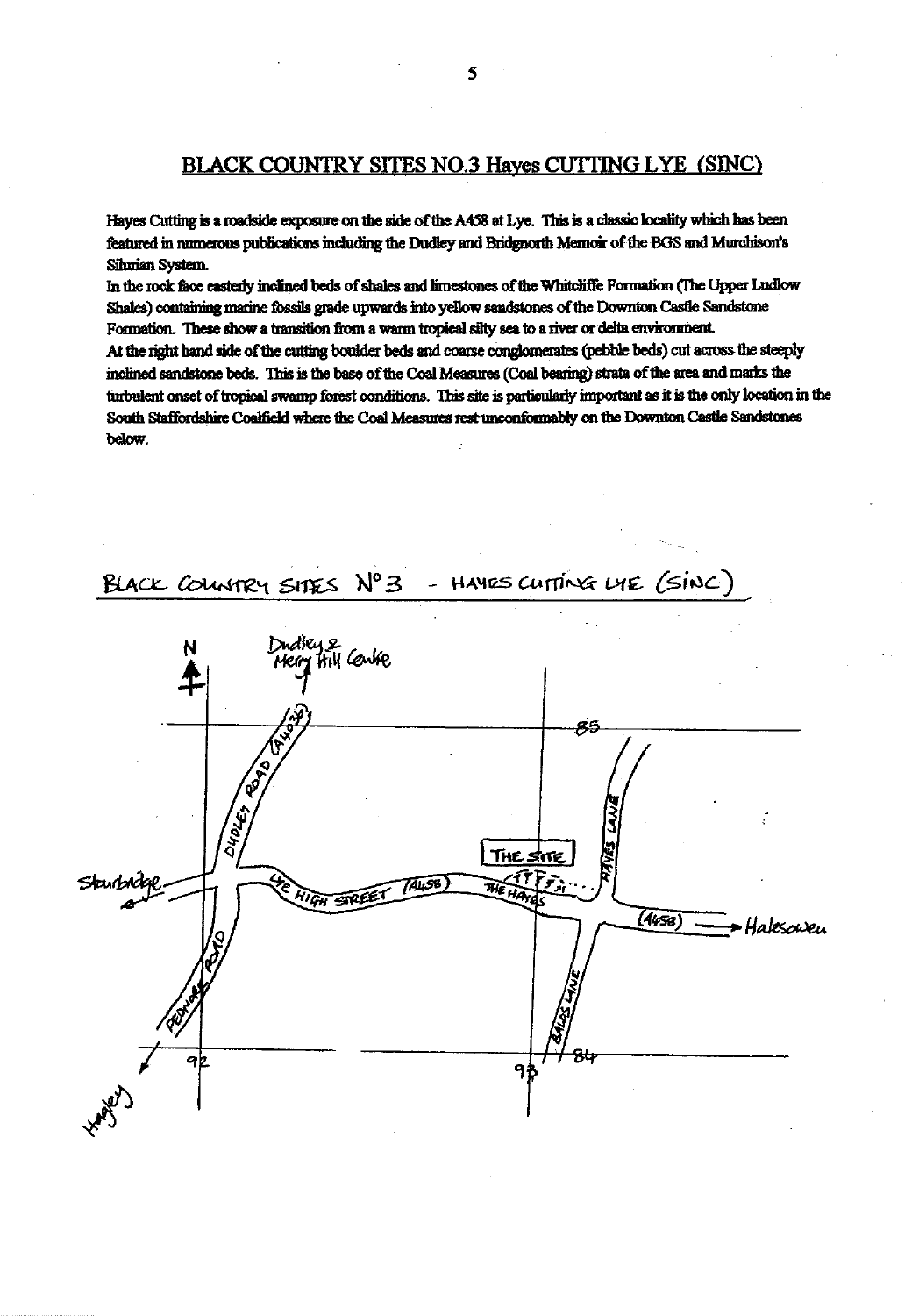## BLACK COUNTRY SITES NO.3 Hayes CUTTING LYE (SINC)

Hayes Cutting is a roadside exposure on the side of the A458 at Lye. This is a classic locality which has been featured in numerous publications including the Dudley and Bridgnorth Memoir of the BGS and Murchison's Silurian System.

In the rock face easterly inclined beds of shales and limestones of the Whitcliffe Formation (The Upper Ludlow Shales) containing marine fossils grade upwards into yellow sandstones of the Downton Castle Sandstone Formation. These show a transition from a warm tropical silty sea to a river or delta environment.

At the right hand side of the cutting boulder beds and coarse conglomerates (pebble beds) cut across the steeply inclined sandstone beds. This is the base of the Coal Measures (Coal bearing) strata of the area and marks the turbulent onset of tropical swamp forest conditions. This site is particularly important as it is the only location in the South Staffordshire Coalfield where the Coal Measures rest unconformably on the Downton Castle Sandstones below.

BLACK COUNTRY SITES N° 3 - HAYES CUTTING LYE (SINC)

N

Dudley & Merry Hill Centre

DUDLEY ROAD (A4036)

85

HAYES LANE

THE SITE

Stourbridge

LYE HIGH STREET (A458)

THE HAYES

(A458) Halesowen

PEDMORE ROAD

BALDS LANE

92

93

84

Hagley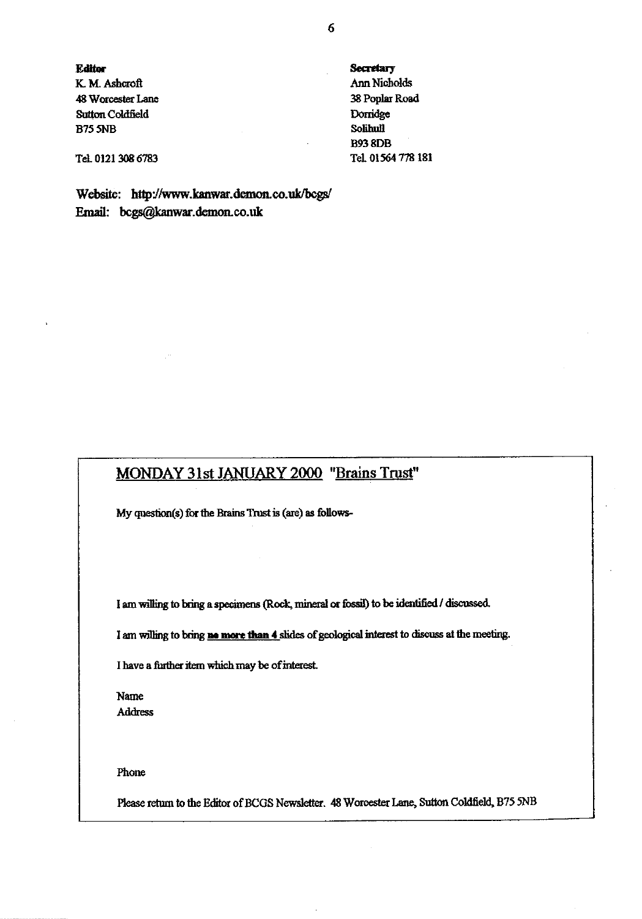**Editor**
K. M. Ashcroft
48 Worcester Lane
Sutton Coldfield
B75 5NB

Tel. 0121 308 6783

**Secretary**
Ann Nicholds
38 Poplar Road
Dorridge
Solihull
B93 8DB
Tel. 01564 778 181

Website: http://www.kanwar.demon.co.uk/bcgs/
Email: bcgs@kanwar.demon.co.uk

## MONDAY 31st JANUARY 2000 "Brains Trust"

My question(s) for the Brains Trust is (are) as follows-

I am willing to bring a specimens (Rock, mineral or fossil) to be identified / discussed.

I am willing to bring **no more than 4** slides of geological interest to discuss at the meeting.

I have a further item which may be of interest.

Name
Address

Phone

Please return to the Editor of BCGS Newsletter. 48 Worcester Lane, Sutton Coldfield, B75 5NB